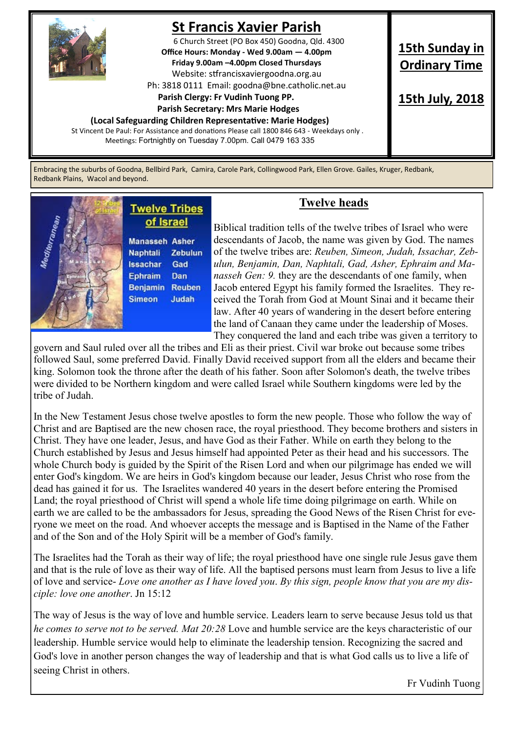# St Francis Xavier Parish

6 Church Street (PO Box 450) Goodna, Qld. 4300

**Office Hours: Monday - Wed 9.00am — 4.00pm**

**Friday 9.00am –4.00pm Closed Thursdays**

Website: stfrancisxaviergoodna.org.au

Ph: 3818 0111 Email: goodna@bne.catholic.net.au

**Parish Clergy: Fr Vudinh Tuong PP.**

**Parish Secretary: Mrs Marie Hodges**

**(Local Safeguarding Children Representative: Marie Hodges)**

St Vincent De Paul: For Assistance and donations Please call 1800 846 643 - Weekdays only .

Meetings: Fortnightly on Tuesday 7.00pm. Call 0479 163 335

**15th Sunday in Ordinary Time**

**15th July, 2018**

Embracing the suburbs of Goodna, Bellbird Park, Camira, Carole Park, Collingwood Park, Ellen Grove. Gailes, Kruger, Redbank, Redbank Plains, Wacol and beyond.

## Twelve heads

Biblical tradition tells of the twelve tribes of Israel who were descendants of Jacob, the name was given by God. The names of the twelve tribes are: *Reuben, Simeon, Judah, Issachar, Zebulun, Benjamin, Dan, Naphtali, Gad, Asher, Ephraim and Manasseh Gen: 9.* they are the descendants of one family, when Jacob entered Egypt his family formed the Israelites. They received the Torah from God at Mount Sinai and it became their law. After 40 years of wandering in the desert before entering the land of Canaan they came under the leadership of Moses. They conquered the land and each tribe was given a territory to govern and Saul ruled over all the tribes and Eli as their priest. Civil war broke out because some tribes followed Saul, some preferred David. Finally David received support from all the elders and became their king. Solomon took the throne after the death of his father. Soon after Solomon's death, the twelve tribes were divided to be Northern kingdom and were called Israel while Southern kingdoms were led by the tribe of Judah.

In the New Testament Jesus chose twelve apostles to form the new people. Those who follow the way of Christ and are Baptised are the new chosen race, the royal priesthood. They become brothers and sisters in Christ. They have one leader, Jesus, and have God as their Father. While on earth they belong to the Church established by Jesus and Jesus himself had appointed Peter as their head and his successors. The whole Church body is guided by the Spirit of the Risen Lord and when our pilgrimage has ended we will enter God's kingdom. We are heirs in God's kingdom because our leader, Jesus Christ who rose from the dead has gained it for us. The Israelites wandered 40 years in the desert before entering the Promised Land; the royal priesthood of Christ will spend a whole life time doing pilgrimage on earth. While on earth we are called to be the ambassadors for Jesus, spreading the Good News of the Risen Christ for everyone we meet on the road. And whoever accepts the message and is Baptised in the Name of the Father and of the Son and of the Holy Spirit will be a member of God's family.

The Israelites had the Torah as their way of life; the royal priesthood have one single rule Jesus gave them and that is the rule of love as their way of life. All the baptised persons must learn from Jesus to live a life of love and service- *Love one another as I have loved you. By this sign, people know that you are my disciple: love one another*. Jn 15:12

The way of Jesus is the way of love and humble service. Leaders learn to serve because Jesus told us that *he comes to serve not to be served. Mat 20:28* Love and humble service are the keys characteristic of our leadership. Humble service would help to eliminate the leadership tension. Recognizing the sacred and God's love in another person changes the way of leadership and that is what God calls us to live a life of seeing Christ in others.

Fr Vudinh Tuong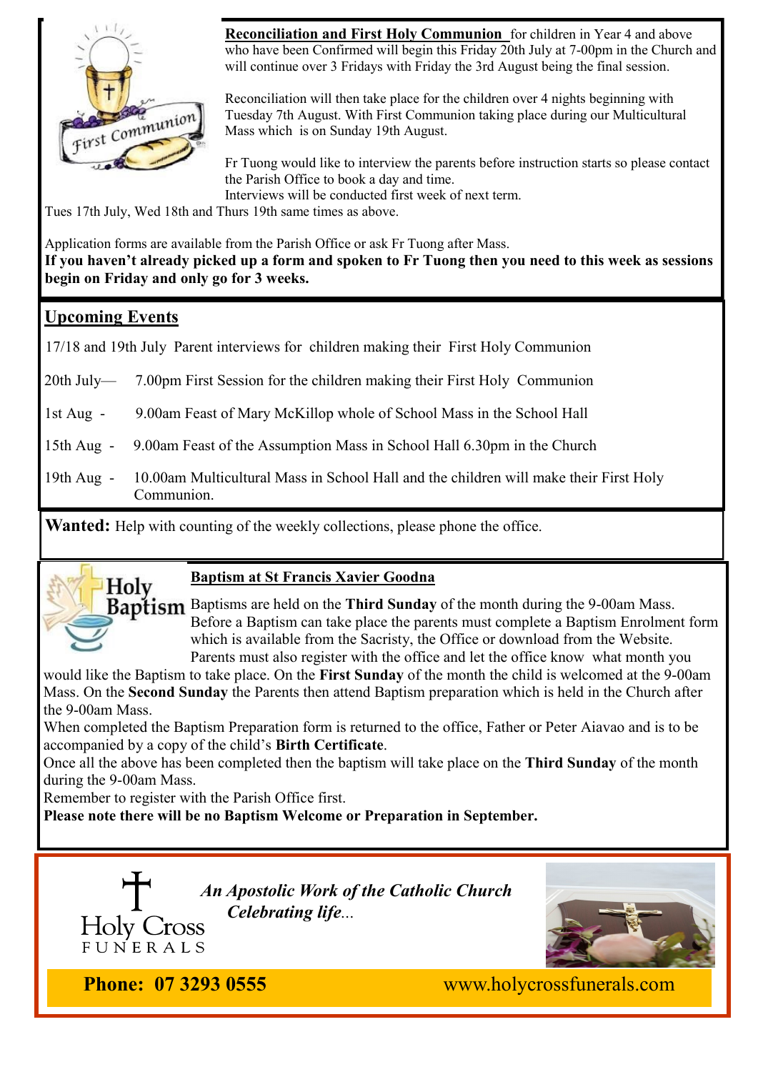**Reconciliation and First Holy Communion** for children in Year 4 and above who have been Confirmed will begin this Friday 20th July at 7-00pm in the Church and will continue over 3 Fridays with Friday the 3rd August being the final session.

Reconciliation will then take place for the children over 4 nights beginning with Tuesday 7th August. With First Communion taking place during our Multicultural Mass which is on Sunday 19th August.

Fr Tuong would like to interview the parents before instruction starts so please contact the Parish Office to book a day and time.
Interviews will be conducted first week of next term.
Tues 17th July, Wed 18th and Thurs 19th same times as above.

Application forms are available from the Parish Office or ask Fr Tuong after Mass.
**If you haven't already picked up a form and spoken to Fr Tuong then you need to this week as sessions begin on Friday and only go for 3 weeks.**

## Upcoming Events

17/18 and 19th July Parent interviews for children making their First Holy Communion

20th July— 7.00pm First Session for the children making their First Holy Communion

1st Aug - 9.00am Feast of Mary McKillop whole of School Mass in the School Hall

15th Aug - 9.00am Feast of the Assumption Mass in School Hall 6.30pm in the Church

19th Aug - 10.00am Multicultural Mass in School Hall and the children will make their First Holy Communion.

**Wanted:** Help with counting of the weekly collections, please phone the office.

## Baptism at St Francis Xavier Goodna

Baptisms are held on the **Third Sunday** of the month during the 9-00am Mass. Before a Baptism can take place the parents must complete a Baptism Enrolment form which is available from the Sacristy, the Office or download from the Website. Parents must also register with the office and let the office know what month you would like the Baptism to take place. On the **First Sunday** of the month the child is welcomed at the 9-00am Mass. On the **Second Sunday** the Parents then attend Baptism preparation which is held in the Church after the 9-00am Mass.

When completed the Baptism Preparation form is returned to the office, Father or Peter Aiavao and is to be accompanied by a copy of the child's **Birth Certificate**.

Once all the above has been completed then the baptism will take place on the **Third Sunday** of the month during the 9-00am Mass.

Remember to register with the Parish Office first.

**Please note there will be no Baptism Welcome or Preparation in September.**

Holy Cross FUNERALS

***An Apostolic Work of the Catholic Church***
***Celebrating life...***

**Phone: 07 3293 0555** www.holycrossfunerals.com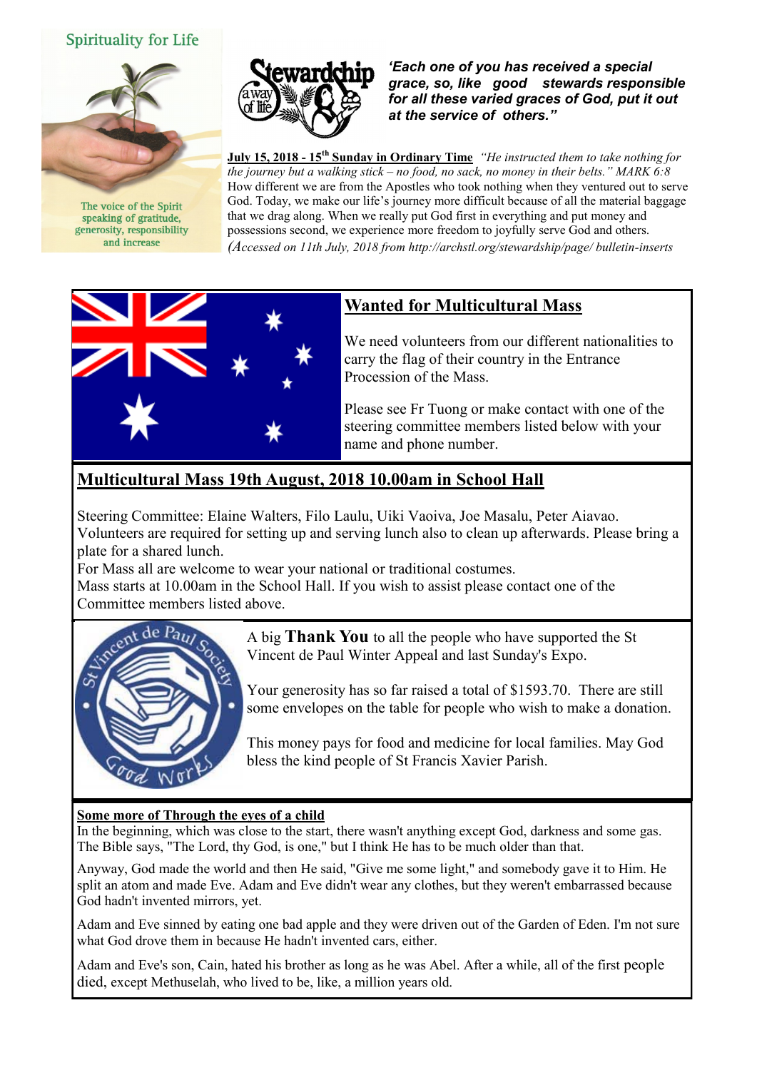Spirituality for Life

The voice of the Spirit speaking of gratitude, generosity, responsibility and increase

Stewardship a way of life

***'Each one of you has received a special grace, so, like good stewards responsible for all these varied graces of God, put it out at the service of others."***

**July 15, 2018 - 15th Sunday in Ordinary Time** *"He instructed them to take nothing for the journey but a walking stick – no food, no sack, no money in their belts." MARK 6:8* How different we are from the Apostles who took nothing when they ventured out to serve God. Today, we make our life's journey more difficult because of all the material baggage that we drag along. When we really put God first in everything and put money and possessions second, we experience more freedom to joyfully serve God and others. *(Accessed on 11th July, 2018 from http://archstl.org/stewardship/page/ bulletin-inserts*

## Wanted for Multicultural Mass

We need volunteers from our different nationalities to carry the flag of their country in the Entrance Procession of the Mass.

Please see Fr Tuong or make contact with one of the steering committee members listed below with your name and phone number.

## Multicultural Mass 19th August, 2018 10.00am in School Hall

Steering Committee: Elaine Walters, Filo Laulu, Uiki Vaoiva, Joe Masalu, Peter Aiavao.
Volunteers are required for setting up and serving lunch also to clean up afterwards. Please bring a plate for a shared lunch.
For Mass all are welcome to wear your national or traditional costumes.
Mass starts at 10.00am in the School Hall. If you wish to assist please contact one of the Committee members listed above.

A big **Thank You** to all the people who have supported the St Vincent de Paul Winter Appeal and last Sunday's Expo.

Your generosity has so far raised a total of $1593.70. There are still some envelopes on the table for people who wish to make a donation.

This money pays for food and medicine for local families. May God bless the kind people of St Francis Xavier Parish.

**Some more of Through the eyes of a child**

In the beginning, which was close to the start, there wasn't anything except God, darkness and some gas. The Bible says, "The Lord, thy God, is one," but I think He has to be much older than that.

Anyway, God made the world and then He said, "Give me some light," and somebody gave it to Him. He split an atom and made Eve. Adam and Eve didn't wear any clothes, but they weren't embarrassed because God hadn't invented mirrors, yet.

Adam and Eve sinned by eating one bad apple and they were driven out of the Garden of Eden. I'm not sure what God drove them in because He hadn't invented cars, either.

Adam and Eve's son, Cain, hated his brother as long as he was Abel. After a while, all of the first people died, except Methuselah, who lived to be, like, a million years old.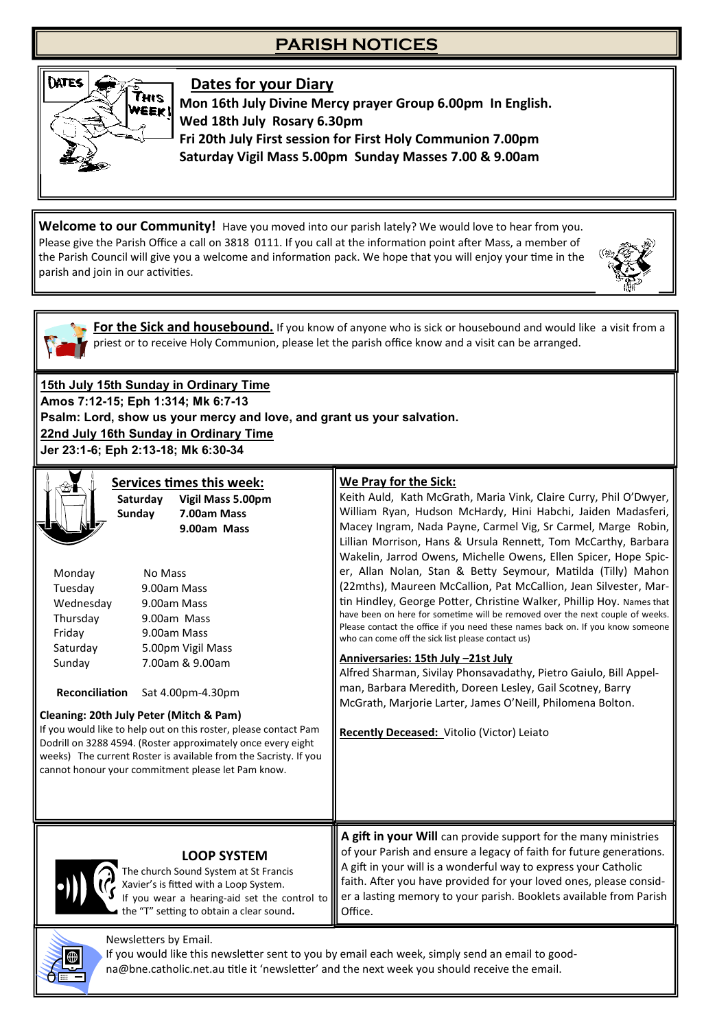# PARISH NOTICES

## Dates for your Diary

**Mon 16th July Divine Mercy prayer Group 6.00pm In English.**
**Wed 18th July Rosary 6.30pm**
**Fri 20th July First session for First Holy Communion 7.00pm**
**Saturday Vigil Mass 5.00pm Sunday Masses 7.00 & 9.00am**

**Welcome to our Community!** Have you moved into our parish lately? We would love to hear from you. Please give the Parish Office a call on 3818 0111. If you call at the information point after Mass, a member of the Parish Council will give you a welcome and information pack. We hope that you will enjoy your time in the parish and join in our activities.

**For the Sick and housebound.** If you know of anyone who is sick or housebound and would like a visit from a priest or to receive Holy Communion, please let the parish office know and a visit can be arranged.

**15th July 15th Sunday in Ordinary Time**
**Amos 7:12-15; Eph 1:314; Mk 6:7-13**
**Psalm: Lord, show us your mercy and love, and grant us your salvation.**
**22nd July 16th Sunday in Ordinary Time**
**Jer 23:1-6; Eph 2:13-18; Mk 6:30-34**

## Services times this week:

| | |
|---|---|
| **Saturday** | **Vigil Mass 5.00pm** |
| **Sunday** | **7.00am Mass** |
| | **9.00am Mass** |

| | |
|---|---|
| Monday | No Mass |
| Tuesday | 9.00am Mass |
| Wednesday | 9.00am Mass |
| Thursday | 9.00am Mass |
| Friday | 9.00am Mass |
| Saturday | 5.00pm Vigil Mass |
| Sunday | 7.00am & 9.00am |

**Reconciliation** Sat 4.00pm-4.30pm

**Cleaning: 20th July Peter (Mitch & Pam)**
If you would like to help out on this roster, please contact Pam Dodrill on 3288 4594. (Roster approximately once every eight weeks) The current Roster is available from the Sacristy. If you cannot honour your commitment please let Pam know.

## We Pray for the Sick:

Keith Auld, Kath McGrath, Maria Vink, Claire Curry, Phil O'Dwyer, William Ryan, Hudson McHardy, Hini Habchi, Jaiden Madasferi, Macey Ingram, Nada Payne, Carmel Vig, Sr Carmel, Marge Robin, Lillian Morrison, Hans & Ursula Rennett, Tom McCarthy, Barbara Wakelin, Jarrod Owens, Michelle Owens, Ellen Spicer, Hope Spicer, Allan Nolan, Stan & Betty Seymour, Matilda (Tilly) Mahon (22mths), Maureen McCallion, Pat McCallion, Jean Silvester, Martin Hindley, George Potter, Christine Walker, Phillip Hoy. Names that have been on here for sometime will be removed over the next couple of weeks. Please contact the office if you need these names back on. If you know someone who can come off the sick list please contact us)

**Anniversaries: 15th July –21st July**
Alfred Sharman, Sivilay Phonsavadathy, Pietro Gaiulo, Bill Appelman, Barbara Meredith, Doreen Lesley, Gail Scotney, Barry McGrath, Marjorie Larter, James O'Neill, Philomena Bolton.

**Recently Deceased:** Vitolio (Victor) Leiato

## LOOP SYSTEM

The church Sound System at St Francis Xavier's is fitted with a Loop System.
If you wear a hearing-aid set the control to the "T" setting to obtain a clear sound.

**A gift in your Will** can provide support for the many ministries of your Parish and ensure a legacy of faith for future generations. A gift in your will is a wonderful way to express your Catholic faith. After you have provided for your loved ones, please consider a lasting memory to your parish. Booklets available from Parish Office.

Newsletters by Email.
If you would like this newsletter sent to you by email each week, simply send an email to goodna@bne.catholic.net.au title it 'newsletter' and the next week you should receive the email.